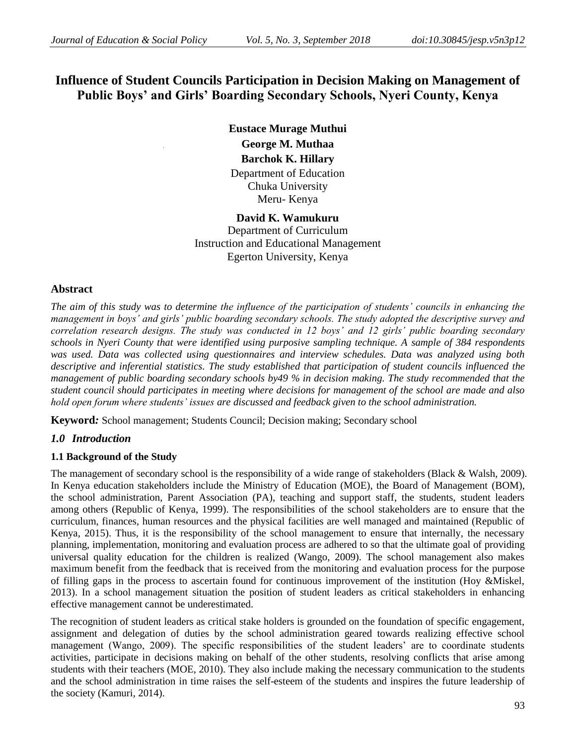# Influence of Student Councils Participation in Decision Making on Management of Public Boys' and Girls' Boarding Secondary Schools, Nyeri County, Kenya

**Eustace Murage Muthui**
**George M. Muthaa**
**Barchok K. Hillary**
Department of Education
Chuka University
Meru- Kenya

**David K. Wamukuru**
Department of Curriculum
Instruction and Educational Management
Egerton University, Kenya

## Abstract

*The aim of this study was to determine the influence of the participation of students' councils in enhancing the management in boys' and girls' public boarding secondary schools. The study adopted the descriptive survey and correlation research designs. The study was conducted in 12 boys' and 12 girls' public boarding secondary schools in Nyeri County that were identified using purposive sampling technique. A sample of 384 respondents was used. Data was collected using questionnaires and interview schedules. Data was analyzed using both descriptive and inferential statistics. The study established that participation of student councils influenced the management of public boarding secondary schools by49 % in decision making. The study recommended that the student council should participates in meeting where decisions for management of the school are made and also hold open forum where students' issues are discussed and feedback given to the school administration.*

**Keyword*:*** School management; Students Council; Decision making; Secondary school

## *1.0 Introduction*

### 1.1 Background of the Study

The management of secondary school is the responsibility of a wide range of stakeholders (Black & Walsh, 2009). In Kenya education stakeholders include the Ministry of Education (MOE), the Board of Management (BOM), the school administration, Parent Association (PA), teaching and support staff, the students, student leaders among others (Republic of Kenya, 1999). The responsibilities of the school stakeholders are to ensure that the curriculum, finances, human resources and the physical facilities are well managed and maintained (Republic of Kenya, 2015). Thus, it is the responsibility of the school management to ensure that internally, the necessary planning, implementation, monitoring and evaluation process are adhered to so that the ultimate goal of providing universal quality education for the children is realized (Wango, 2009). The school management also makes maximum benefit from the feedback that is received from the monitoring and evaluation process for the purpose of filling gaps in the process to ascertain found for continuous improvement of the institution (Hoy &Miskel, 2013). In a school management situation the position of student leaders as critical stakeholders in enhancing effective management cannot be underestimated.

The recognition of student leaders as critical stake holders is grounded on the foundation of specific engagement, assignment and delegation of duties by the school administration geared towards realizing effective school management (Wango, 2009). The specific responsibilities of the student leaders' are to coordinate students activities, participate in decisions making on behalf of the other students, resolving conflicts that arise among students with their teachers (MOE, 2010). They also include making the necessary communication to the students and the school administration in time raises the self-esteem of the students and inspires the future leadership of the society (Kamuri, 2014).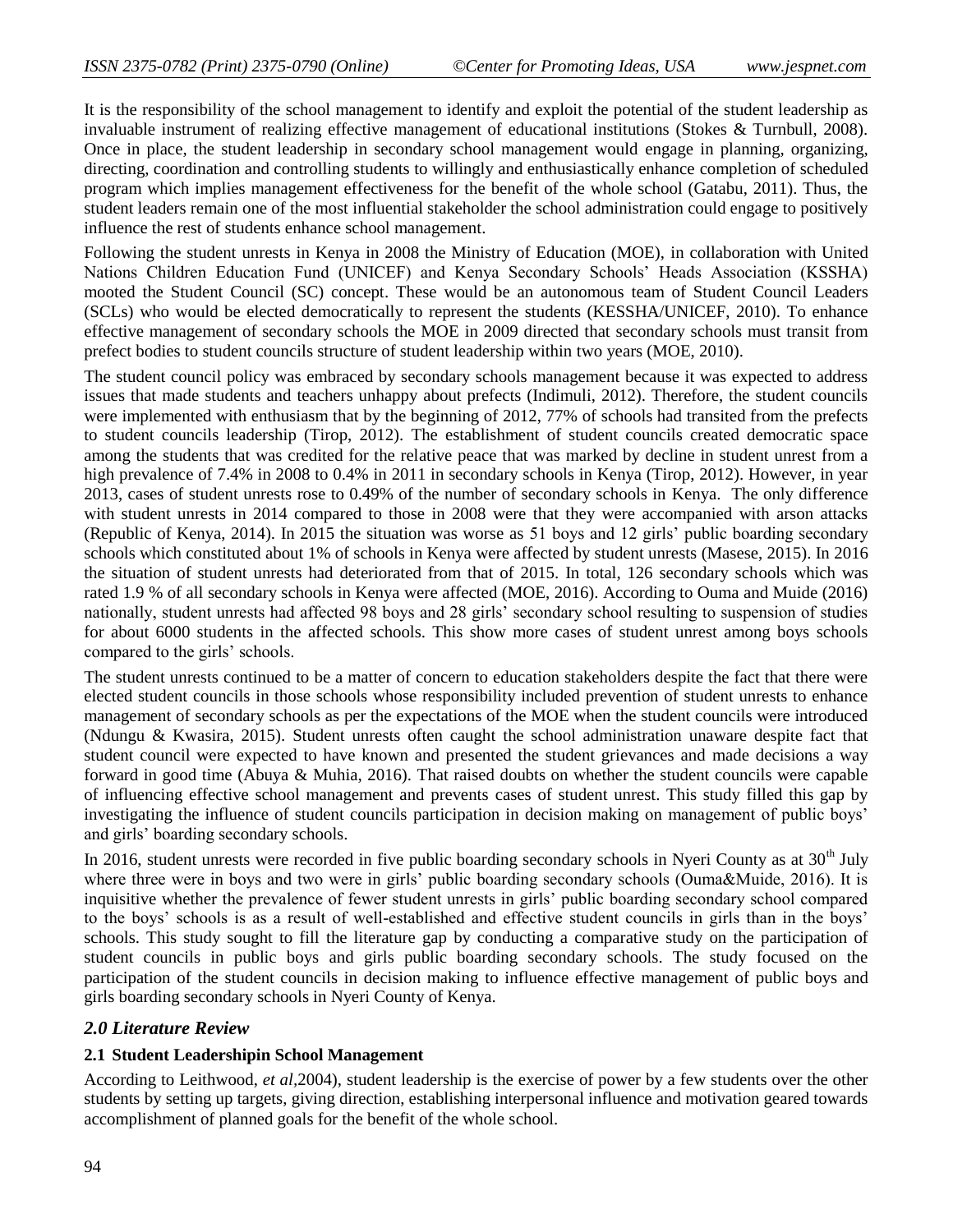It is the responsibility of the school management to identify and exploit the potential of the student leadership as invaluable instrument of realizing effective management of educational institutions (Stokes & Turnbull, 2008). Once in place, the student leadership in secondary school management would engage in planning, organizing, directing, coordination and controlling students to willingly and enthusiastically enhance completion of scheduled program which implies management effectiveness for the benefit of the whole school (Gatabu, 2011). Thus, the student leaders remain one of the most influential stakeholder the school administration could engage to positively influence the rest of students enhance school management.

Following the student unrests in Kenya in 2008 the Ministry of Education (MOE), in collaboration with United Nations Children Education Fund (UNICEF) and Kenya Secondary Schools' Heads Association (KSSHA) mooted the Student Council (SC) concept. These would be an autonomous team of Student Council Leaders (SCLs) who would be elected democratically to represent the students (KESSHA/UNICEF, 2010). To enhance effective management of secondary schools the MOE in 2009 directed that secondary schools must transit from prefect bodies to student councils structure of student leadership within two years (MOE, 2010).

The student council policy was embraced by secondary schools management because it was expected to address issues that made students and teachers unhappy about prefects (Indimuli, 2012). Therefore, the student councils were implemented with enthusiasm that by the beginning of 2012, 77% of schools had transited from the prefects to student councils leadership (Tirop, 2012). The establishment of student councils created democratic space among the students that was credited for the relative peace that was marked by decline in student unrest from a high prevalence of 7.4% in 2008 to 0.4% in 2011 in secondary schools in Kenya (Tirop, 2012). However, in year 2013, cases of student unrests rose to 0.49% of the number of secondary schools in Kenya. The only difference with student unrests in 2014 compared to those in 2008 were that they were accompanied with arson attacks (Republic of Kenya, 2014). In 2015 the situation was worse as 51 boys and 12 girls' public boarding secondary schools which constituted about 1% of schools in Kenya were affected by student unrests (Masese, 2015). In 2016 the situation of student unrests had deteriorated from that of 2015. In total, 126 secondary schools which was rated 1.9 % of all secondary schools in Kenya were affected (MOE, 2016). According to Ouma and Muide (2016) nationally, student unrests had affected 98 boys and 28 girls' secondary school resulting to suspension of studies for about 6000 students in the affected schools. This show more cases of student unrest among boys schools compared to the girls' schools.

The student unrests continued to be a matter of concern to education stakeholders despite the fact that there were elected student councils in those schools whose responsibility included prevention of student unrests to enhance management of secondary schools as per the expectations of the MOE when the student councils were introduced (Ndungu & Kwasira, 2015). Student unrests often caught the school administration unaware despite fact that student council were expected to have known and presented the student grievances and made decisions a way forward in good time (Abuya & Muhia, 2016). That raised doubts on whether the student councils were capable of influencing effective school management and prevents cases of student unrest. This study filled this gap by investigating the influence of student councils participation in decision making on management of public boys' and girls' boarding secondary schools.

In 2016, student unrests were recorded in five public boarding secondary schools in Nyeri County as at 30th July where three were in boys and two were in girls' public boarding secondary schools (Ouma&Muide, 2016). It is inquisitive whether the prevalence of fewer student unrests in girls' public boarding secondary school compared to the boys' schools is as a result of well-established and effective student councils in girls than in the boys' schools. This study sought to fill the literature gap by conducting a comparative study on the participation of student councils in public boys and girls public boarding secondary schools. The study focused on the participation of the student councils in decision making to influence effective management of public boys and girls boarding secondary schools in Nyeri County of Kenya.

## *2.0 Literature Review*

### 2.1 Student Leadershipin School Management

According to Leithwood, *et al*,2004), student leadership is the exercise of power by a few students over the other students by setting up targets, giving direction, establishing interpersonal influence and motivation geared towards accomplishment of planned goals for the benefit of the whole school.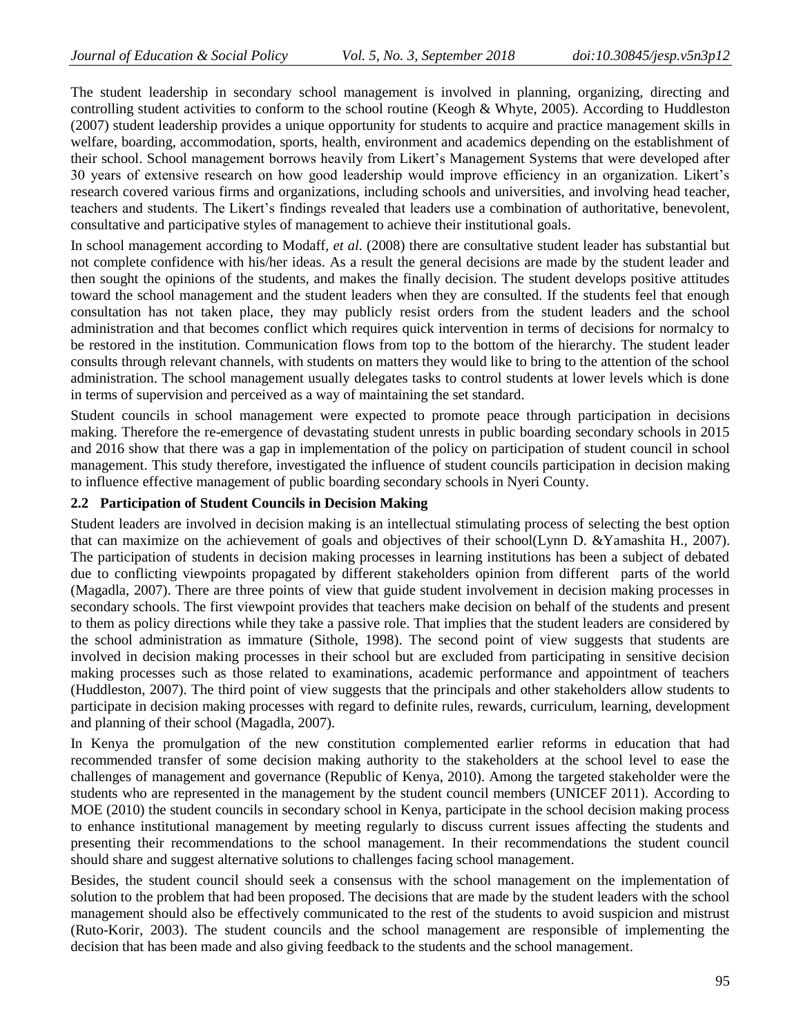The student leadership in secondary school management is involved in planning, organizing, directing and controlling student activities to conform to the school routine (Keogh & Whyte, 2005). According to Huddleston (2007) student leadership provides a unique opportunity for students to acquire and practice management skills in welfare, boarding, accommodation, sports, health, environment and academics depending on the establishment of their school. School management borrows heavily from Likert's Management Systems that were developed after 30 years of extensive research on how good leadership would improve efficiency in an organization. Likert's research covered various firms and organizations, including schools and universities, and involving head teacher, teachers and students. The Likert's findings revealed that leaders use a combination of authoritative, benevolent, consultative and participative styles of management to achieve their institutional goals.

In school management according to Modaff, *et al.* (2008) there are consultative student leader has substantial but not complete confidence with his/her ideas. As a result the general decisions are made by the student leader and then sought the opinions of the students, and makes the finally decision. The student develops positive attitudes toward the school management and the student leaders when they are consulted. If the students feel that enough consultation has not taken place, they may publicly resist orders from the student leaders and the school administration and that becomes conflict which requires quick intervention in terms of decisions for normalcy to be restored in the institution. Communication flows from top to the bottom of the hierarchy. The student leader consults through relevant channels, with students on matters they would like to bring to the attention of the school administration. The school management usually delegates tasks to control students at lower levels which is done in terms of supervision and perceived as a way of maintaining the set standard.

Student councils in school management were expected to promote peace through participation in decisions making. Therefore the re-emergence of devastating student unrests in public boarding secondary schools in 2015 and 2016 show that there was a gap in implementation of the policy on participation of student council in school management. This study therefore, investigated the influence of student councils participation in decision making to influence effective management of public boarding secondary schools in Nyeri County.

### 2.2 Participation of Student Councils in Decision Making

Student leaders are involved in decision making is an intellectual stimulating process of selecting the best option that can maximize on the achievement of goals and objectives of their school(Lynn D. &Yamashita H., 2007). The participation of students in decision making processes in learning institutions has been a subject of debated due to conflicting viewpoints propagated by different stakeholders opinion from different parts of the world (Magadla, 2007). There are three points of view that guide student involvement in decision making processes in secondary schools. The first viewpoint provides that teachers make decision on behalf of the students and present to them as policy directions while they take a passive role. That implies that the student leaders are considered by the school administration as immature (Sithole, 1998). The second point of view suggests that students are involved in decision making processes in their school but are excluded from participating in sensitive decision making processes such as those related to examinations, academic performance and appointment of teachers (Huddleston, 2007). The third point of view suggests that the principals and other stakeholders allow students to participate in decision making processes with regard to definite rules, rewards, curriculum, learning, development and planning of their school (Magadla, 2007).

In Kenya the promulgation of the new constitution complemented earlier reforms in education that had recommended transfer of some decision making authority to the stakeholders at the school level to ease the challenges of management and governance (Republic of Kenya, 2010). Among the targeted stakeholder were the students who are represented in the management by the student council members (UNICEF 2011). According to MOE (2010) the student councils in secondary school in Kenya, participate in the school decision making process to enhance institutional management by meeting regularly to discuss current issues affecting the students and presenting their recommendations to the school management. In their recommendations the student council should share and suggest alternative solutions to challenges facing school management.

Besides, the student council should seek a consensus with the school management on the implementation of solution to the problem that had been proposed. The decisions that are made by the student leaders with the school management should also be effectively communicated to the rest of the students to avoid suspicion and mistrust (Ruto-Korir, 2003). The student councils and the school management are responsible of implementing the decision that has been made and also giving feedback to the students and the school management.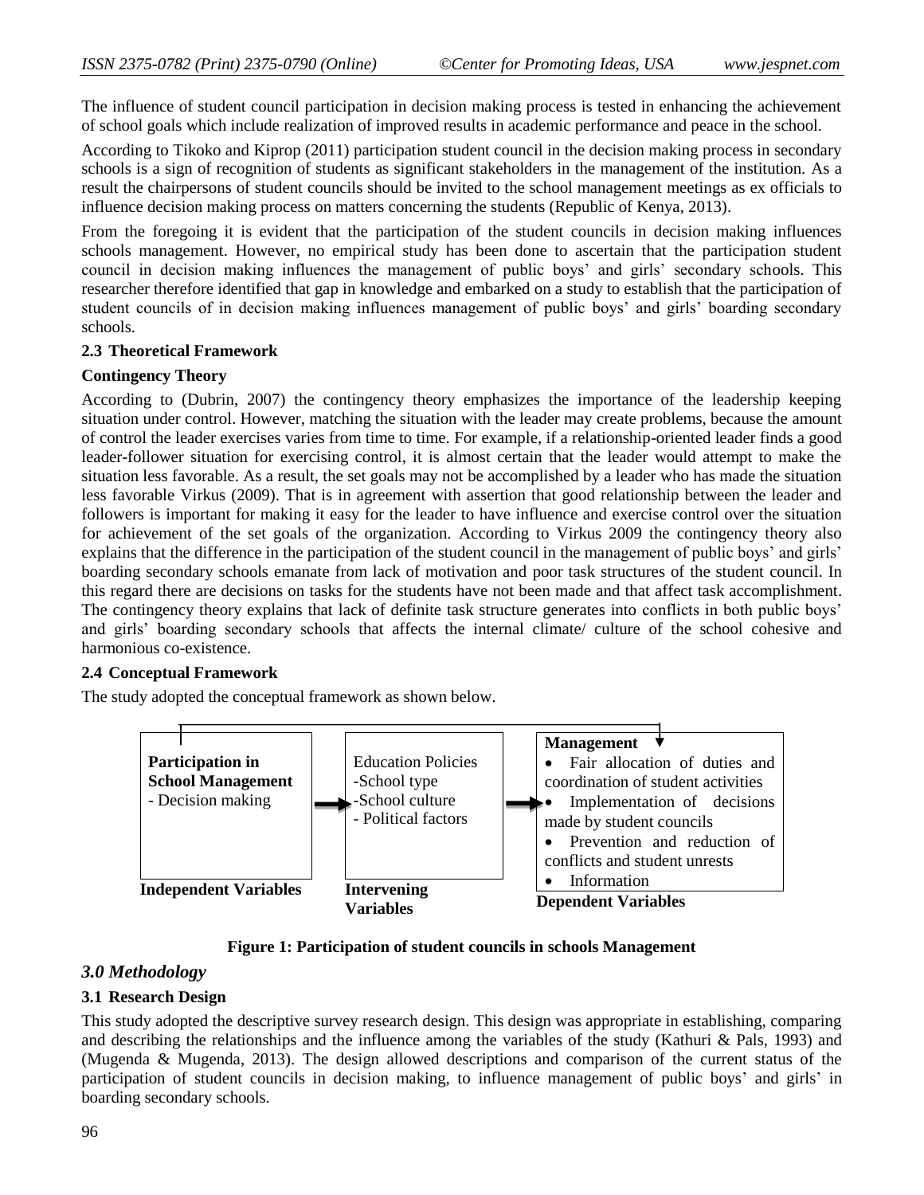The influence of student council participation in decision making process is tested in enhancing the achievement of school goals which include realization of improved results in academic performance and peace in the school.

According to Tikoko and Kiprop (2011) participation student council in the decision making process in secondary schools is a sign of recognition of students as significant stakeholders in the management of the institution. As a result the chairpersons of student councils should be invited to the school management meetings as ex officials to influence decision making process on matters concerning the students (Republic of Kenya, 2013).

From the foregoing it is evident that the participation of the student councils in decision making influences schools management. However, no empirical study has been done to ascertain that the participation student council in decision making influences the management of public boys' and girls' secondary schools. This researcher therefore identified that gap in knowledge and embarked on a study to establish that the participation of student councils of in decision making influences management of public boys' and girls' boarding secondary schools.

### 2.3 Theoretical Framework

**Contingency Theory**

According to (Dubrin, 2007) the contingency theory emphasizes the importance of the leadership keeping situation under control. However, matching the situation with the leader may create problems, because the amount of control the leader exercises varies from time to time. For example, if a relationship-oriented leader finds a good leader-follower situation for exercising control, it is almost certain that the leader would attempt to make the situation less favorable. As a result, the set goals may not be accomplished by a leader who has made the situation less favorable Virkus (2009). That is in agreement with assertion that good relationship between the leader and followers is important for making it easy for the leader to have influence and exercise control over the situation for achievement of the set goals of the organization. According to Virkus 2009 the contingency theory also explains that the difference in the participation of the student council in the management of public boys' and girls' boarding secondary schools emanate from lack of motivation and poor task structures of the student council. In this regard there are decisions on tasks for the students have not been made and that affect task accomplishment. The contingency theory explains that lack of definite task structure generates into conflicts in both public boys' and girls' boarding secondary schools that affects the internal climate/ culture of the school cohesive and harmonious co-existence.

### 2.4 Conceptual Framework

The study adopted the conceptual framework as shown below.

| Independent Variables | Intervening Variables | Dependent Variables |
|---|---|---|
| **Participation in School Management**<br>- Decision making | Education Policies<br>-School type<br>-School culture<br>- Political factors | **Management**<br>• Fair allocation of duties and coordination of student activities<br>• Implementation of decisions made by student councils<br>• Prevention and reduction of conflicts and student unrests<br>• Information |

**Figure 1: Participation of student councils in schools Management**

## *3.0 Methodology*

### 3.1 Research Design

This study adopted the descriptive survey research design. This design was appropriate in establishing, comparing and describing the relationships and the influence among the variables of the study (Kathuri & Pals, 1993) and (Mugenda & Mugenda, 2013). The design allowed descriptions and comparison of the current status of the participation of student councils in decision making, to influence management of public boys' and girls' in boarding secondary schools.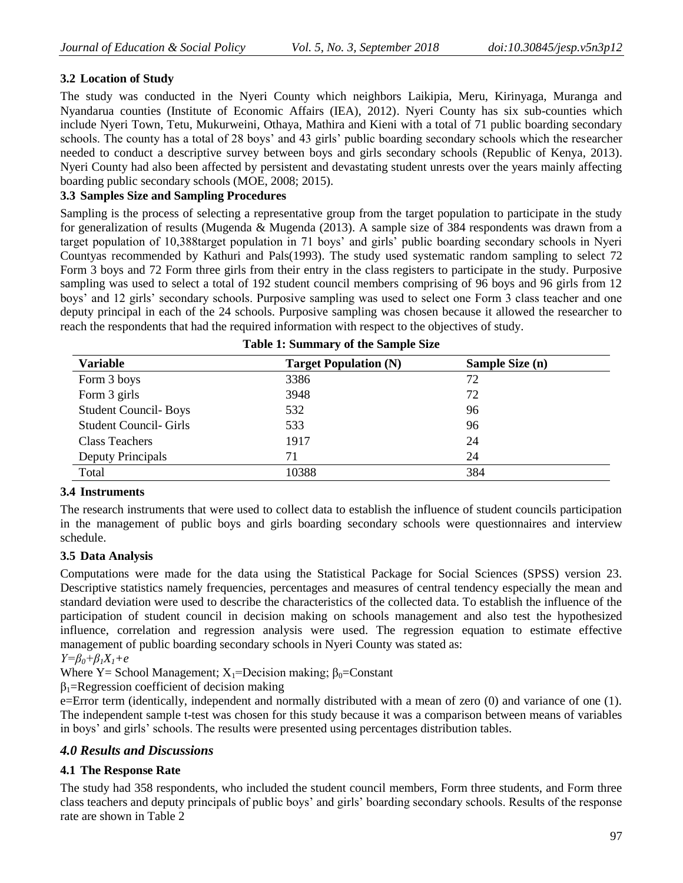### 3.2 Location of Study

The study was conducted in the Nyeri County which neighbors Laikipia, Meru, Kirinyaga, Muranga and Nyandarua counties (Institute of Economic Affairs (IEA), 2012). Nyeri County has six sub-counties which include Nyeri Town, Tetu, Mukurweini, Othaya, Mathira and Kieni with a total of 71 public boarding secondary schools. The county has a total of 28 boys' and 43 girls' public boarding secondary schools which the researcher needed to conduct a descriptive survey between boys and girls secondary schools (Republic of Kenya, 2013). Nyeri County had also been affected by persistent and devastating student unrests over the years mainly affecting boarding public secondary schools (MOE, 2008; 2015).

### 3.3 Samples Size and Sampling Procedures

Sampling is the process of selecting a representative group from the target population to participate in the study for generalization of results (Mugenda & Mugenda (2013). A sample size of 384 respondents was drawn from a target population of 10,388target population in 71 boys' and girls' public boarding secondary schools in Nyeri Countyas recommended by Kathuri and Pals(1993). The study used systematic random sampling to select 72 Form 3 boys and 72 Form three girls from their entry in the class registers to participate in the study. Purposive sampling was used to select a total of 192 student council members comprising of 96 boys and 96 girls from 12 boys' and 12 girls' secondary schools. Purposive sampling was used to select one Form 3 class teacher and one deputy principal in each of the 24 schools. Purposive sampling was chosen because it allowed the researcher to reach the respondents that had the required information with respect to the objectives of study.

**Table 1: Summary of the Sample Size**

| Variable | Target Population (N) | Sample Size (n) |
|---|---|---|
| Form 3 boys | 3386 | 72 |
| Form 3 girls | 3948 | 72 |
| Student Council- Boys | 532 | 96 |
| Student Council- Girls | 533 | 96 |
| Class Teachers | 1917 | 24 |
| Deputy Principals | 71 | 24 |
| Total | 10388 | 384 |

### 3.4 Instruments

The research instruments that were used to collect data to establish the influence of student councils participation in the management of public boys and girls boarding secondary schools were questionnaires and interview schedule.

### 3.5 Data Analysis

Computations were made for the data using the Statistical Package for Social Sciences (SPSS) version 23. Descriptive statistics namely frequencies, percentages and measures of central tendency especially the mean and standard deviation were used to describe the characteristics of the collected data. To establish the influence of the participation of student council in decision making on schools management and also test the hypothesized influence, correlation and regression analysis were used. The regression equation to estimate effective management of public boarding secondary schools in Nyeri County was stated as:

$Y=\beta_0+\beta_1X_1+e$

Where Y= School Management; $X_1$=Decision making; $\beta_0$=Constant

$\beta_1$=Regression coefficient of decision making

e=Error term (identically, independent and normally distributed with a mean of zero (0) and variance of one (1). The independent sample t-test was chosen for this study because it was a comparison between means of variables in boys' and girls' schools. The results were presented using percentages distribution tables.

## *4.0 Results and Discussions*

### 4.1 The Response Rate

The study had 358 respondents, who included the student council members, Form three students, and Form three class teachers and deputy principals of public boys' and girls' boarding secondary schools. Results of the response rate are shown in Table 2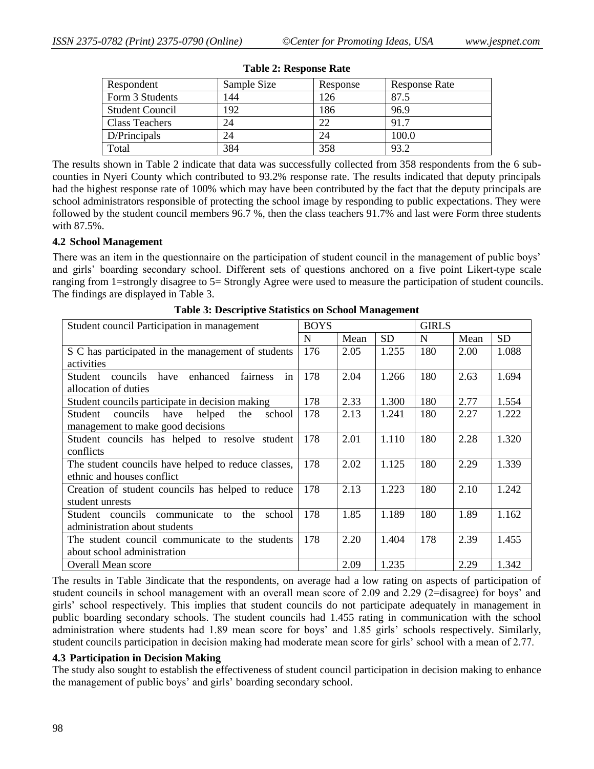**Table 2: Response Rate**

| Respondent | Sample Size | Response | Response Rate |
|---|---|---|---|
| Form 3 Students | 144 | 126 | 87.5 |
| Student Council | 192 | 186 | 96.9 |
| Class Teachers | 24 | 22 | 91.7 |
| D/Principals | 24 | 24 | 100.0 |
| Total | 384 | 358 | 93.2 |

The results shown in Table 2 indicate that data was successfully collected from 358 respondents from the 6 sub-counties in Nyeri County which contributed to 93.2% response rate. The results indicated that deputy principals had the highest response rate of 100% which may have been contributed by the fact that the deputy principals are school administrators responsible of protecting the school image by responding to public expectations. They were followed by the student council members 96.7 %, then the class teachers 91.7% and last were Form three students with 87.5%.

### 4.2 School Management

There was an item in the questionnaire on the participation of student council in the management of public boys' and girls' boarding secondary school. Different sets of questions anchored on a five point Likert-type scale ranging from 1=strongly disagree to 5= Strongly Agree were used to measure the participation of student councils. The findings are displayed in Table 3.

**Table 3: Descriptive Statistics on School Management**

| Student council Participation in management | BOYS | | | GIRLS | | |
|---|---|---|---|---|---|---|
| | N | Mean | SD | N | Mean | SD |
| S C has participated in the management of students activities | 176 | 2.05 | 1.255 | 180 | 2.00 | 1.088 |
| Student councils have enhanced fairness in allocation of duties | 178 | 2.04 | 1.266 | 180 | 2.63 | 1.694 |
| Student councils participate in decision making | 178 | 2.33 | 1.300 | 180 | 2.77 | 1.554 |
| Student councils have helped the school management to make good decisions | 178 | 2.13 | 1.241 | 180 | 2.27 | 1.222 |
| Student councils has helped to resolve student conflicts | 178 | 2.01 | 1.110 | 180 | 2.28 | 1.320 |
| The student councils have helped to reduce classes, ethnic and houses conflict | 178 | 2.02 | 1.125 | 180 | 2.29 | 1.339 |
| Creation of student councils has helped to reduce student unrests | 178 | 2.13 | 1.223 | 180 | 2.10 | 1.242 |
| Student councils communicate to the school administration about students | 178 | 1.85 | 1.189 | 180 | 1.89 | 1.162 |
| The student council communicate to the students about school administration | 178 | 2.20 | 1.404 | 178 | 2.39 | 1.455 |
| Overall Mean score | | 2.09 | 1.235 | | 2.29 | 1.342 |

The results in Table 3indicate that the respondents, on average had a low rating on aspects of participation of student councils in school management with an overall mean score of 2.09 and 2.29 (2=disagree) for boys' and girls' school respectively. This implies that student councils do not participate adequately in management in public boarding secondary schools. The student councils had 1.455 rating in communication with the school administration where students had 1.89 mean score for boys' and 1.85 girls' schools respectively. Similarly, student councils participation in decision making had moderate mean score for girls' school with a mean of 2.77.

### 4.3 Participation in Decision Making

The study also sought to establish the effectiveness of student council participation in decision making to enhance the management of public boys' and girls' boarding secondary school.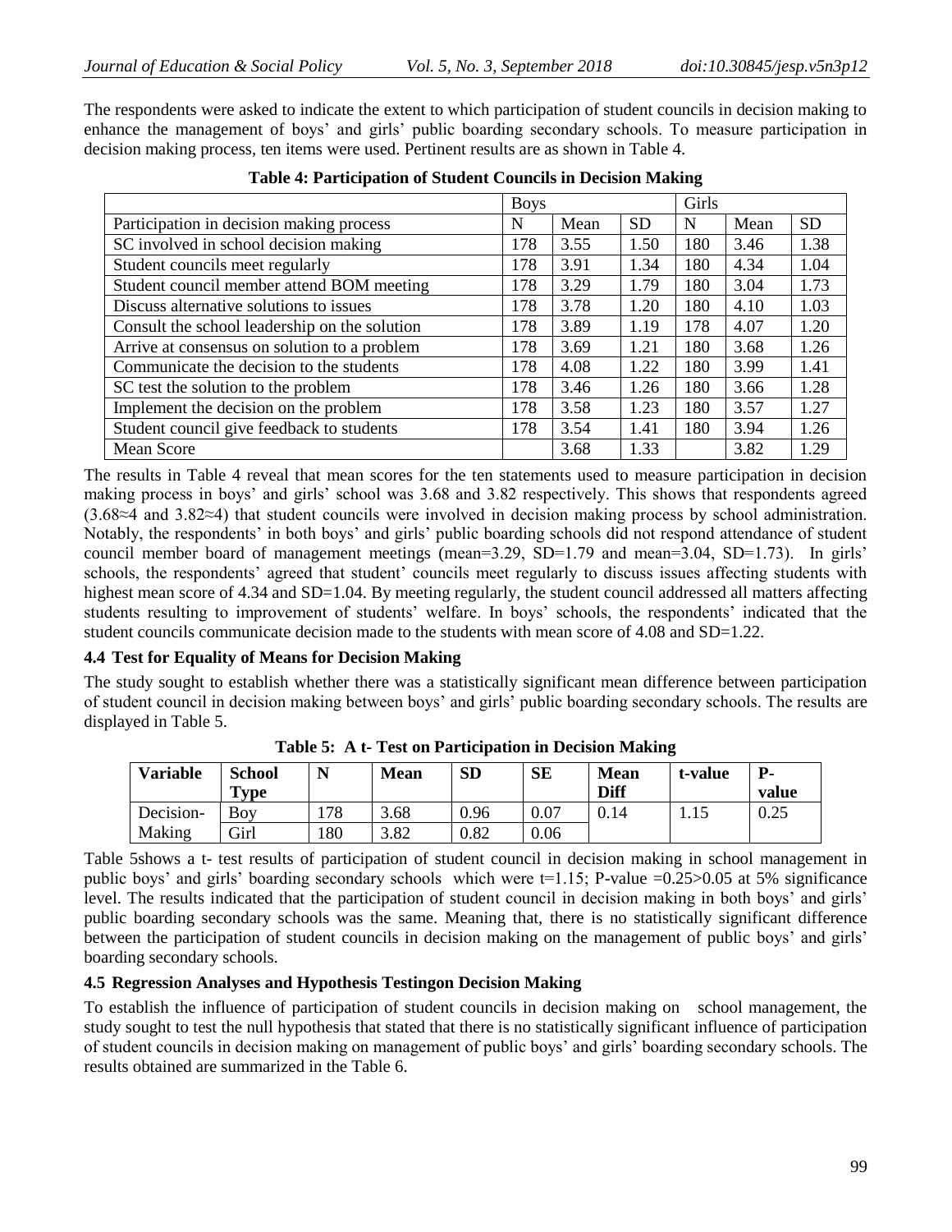The respondents were asked to indicate the extent to which participation of student councils in decision making to enhance the management of boys' and girls' public boarding secondary schools. To measure participation in decision making process, ten items were used. Pertinent results are as shown in Table 4.

**Table 4: Participation of Student Councils in Decision Making**

| | Boys | | | Girls | | |
|---|---|---|---|---|---|---|
| Participation in decision making process | N | Mean | SD | N | Mean | SD |
| SC involved in school decision making | 178 | 3.55 | 1.50 | 180 | 3.46 | 1.38 |
| Student councils meet regularly | 178 | 3.91 | 1.34 | 180 | 4.34 | 1.04 |
| Student council member attend BOM meeting | 178 | 3.29 | 1.79 | 180 | 3.04 | 1.73 |
| Discuss alternative solutions to issues | 178 | 3.78 | 1.20 | 180 | 4.10 | 1.03 |
| Consult the school leadership on the solution | 178 | 3.89 | 1.19 | 178 | 4.07 | 1.20 |
| Arrive at consensus on solution to a problem | 178 | 3.69 | 1.21 | 180 | 3.68 | 1.26 |
| Communicate the decision to the students | 178 | 4.08 | 1.22 | 180 | 3.99 | 1.41 |
| SC test the solution to the problem | 178 | 3.46 | 1.26 | 180 | 3.66 | 1.28 |
| Implement the decision on the problem | 178 | 3.58 | 1.23 | 180 | 3.57 | 1.27 |
| Student council give feedback to students | 178 | 3.54 | 1.41 | 180 | 3.94 | 1.26 |
| Mean Score | | 3.68 | 1.33 | | 3.82 | 1.29 |

The results in Table 4 reveal that mean scores for the ten statements used to measure participation in decision making process in boys' and girls' school was 3.68 and 3.82 respectively. This shows that respondents agreed (3.68≈4 and 3.82≈4) that student councils were involved in decision making process by school administration. Notably, the respondents' in both boys' and girls' public boarding schools did not respond attendance of student council member board of management meetings (mean=3.29, SD=1.79 and mean=3.04, SD=1.73). In girls' schools, the respondents' agreed that student' councils meet regularly to discuss issues affecting students with highest mean score of 4.34 and SD=1.04. By meeting regularly, the student council addressed all matters affecting students resulting to improvement of students' welfare. In boys' schools, the respondents' indicated that the student councils communicate decision made to the students with mean score of 4.08 and SD=1.22.

### 4.4 Test for Equality of Means for Decision Making

The study sought to establish whether there was a statistically significant mean difference between participation of student council in decision making between boys' and girls' public boarding secondary schools. The results are displayed in Table 5.

**Table 5: A t- Test on Participation in Decision Making**

| Variable | School Type | N | Mean | SD | SE | Mean Diff | t-value | P-value |
|---|---|---|---|---|---|---|---|---|
| Decision-Making | Boy | 178 | 3.68 | 0.96 | 0.07 | 0.14 | 1.15 | 0.25 |
| | Girl | 180 | 3.82 | 0.82 | 0.06 | | | |

Table 5shows a t- test results of participation of student council in decision making in school management in public boys' and girls' boarding secondary schools which were t=1.15; P-value =0.25>0.05 at 5% significance level. The results indicated that the participation of student council in decision making in both boys' and girls' public boarding secondary schools was the same. Meaning that, there is no statistically significant difference between the participation of student councils in decision making on the management of public boys' and girls' boarding secondary schools.

### 4.5 Regression Analyses and Hypothesis Testingon Decision Making

To establish the influence of participation of student councils in decision making on school management, the study sought to test the null hypothesis that stated that there is no statistically significant influence of participation of student councils in decision making on management of public boys' and girls' boarding secondary schools. The results obtained are summarized in the Table 6.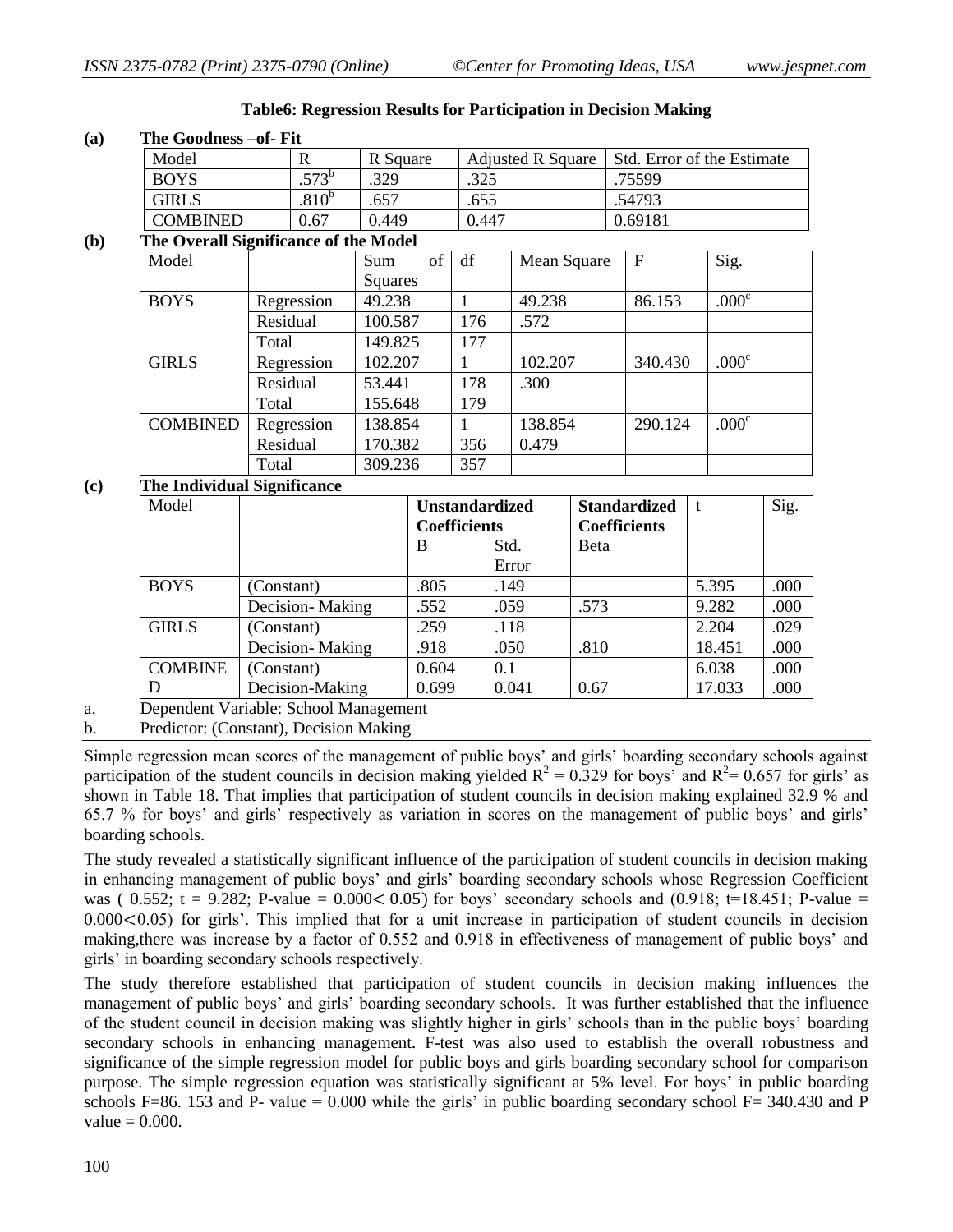**Table6: Regression Results for Participation in Decision Making**

**(a) The Goodness –of- Fit**

| Model | R | R Square | Adjusted R Square | Std. Error of the Estimate |
|---|---|---|---|---|
| BOYS | .573[b] | .329 | .325 | .75599 |
| GIRLS | .810[b] | .657 | .655 | .54793 |
| COMBINED | 0.67 | 0.449 | 0.447 | 0.69181 |

**(b) The Overall Significance of the Model**

| Model | | Sum of Squares | df | Mean Square | F | Sig. |
|---|---|---|---|---|---|---|
| BOYS | Regression | 49.238 | 1 | 49.238 | 86.153 | .000[c] |
| | Residual | 100.587 | 176 | .572 | | |
| | Total | 149.825 | 177 | | | |
| GIRLS | Regression | 102.207 | 1 | 102.207 | 340.430 | .000[c] |
| | Residual | 53.441 | 178 | .300 | | |
| | Total | 155.648 | 179 | | | |
| COMBINED | Regression | 138.854 | 1 | 138.854 | 290.124 | .000[c] |
| | Residual | 170.382 | 356 | 0.479 | | |
| | Total | 309.236 | 357 | | | |

**(c) The Individual Significance**

| Model | | Unstandardized Coefficients | | Standardized Coefficients | t | Sig. |
|---|---|---|---|---|---|---|
| | | B | Std. Error | Beta | | |
| BOYS | (Constant) | .805 | .149 | | 5.395 | .000 |
| | Decision- Making | .552 | .059 | .573 | 9.282 | .000 |
| GIRLS | (Constant) | .259 | .118 | | 2.204 | .029 |
| | Decision- Making | .918 | .050 | .810 | 18.451 | .000 |
| COMBINED | (Constant) | 0.604 | 0.1 | | 6.038 | .000 |
| | Decision-Making | 0.699 | 0.041 | 0.67 | 17.033 | .000 |

a. Dependent Variable: School Management

b. Predictor: (Constant), Decision Making

Simple regression mean scores of the management of public boys' and girls' boarding secondary schools against participation of the student councils in decision making yielded $R^2 = 0.329$ for boys' and $R^2 = 0.657$ for girls' as shown in Table 18. That implies that participation of student councils in decision making explained 32.9 % and 65.7 % for boys' and girls' respectively as variation in scores on the management of public boys' and girls' boarding schools.

The study revealed a statistically significant influence of the participation of student councils in decision making in enhancing management of public boys' and girls' boarding secondary schools whose Regression Coefficient was ( 0.552; $t = 9.282$; P-value = $0.000 < 0.05$) for boys' secondary schools and (0.918; $t=18.451$; P-value = $0.000 < 0.05$) for girls'. This implied that for a unit increase in participation of student councils in decision making,there was increase by a factor of 0.552 and 0.918 in effectiveness of management of public boys' and girls' in boarding secondary schools respectively.

The study therefore established that participation of student councils in decision making influences the management of public boys' and girls' boarding secondary schools. It was further established that the influence of the student council in decision making was slightly higher in girls' schools than in the public boys' boarding secondary schools in enhancing management. F-test was also used to establish the overall robustness and significance of the simple regression model for public boys and girls boarding secondary school for comparison purpose. The simple regression equation was statistically significant at 5% level. For boys' in public boarding schools F=86. 153 and P- value = 0.000 while the girls' in public boarding secondary school F= 340.430 and P value = 0.000.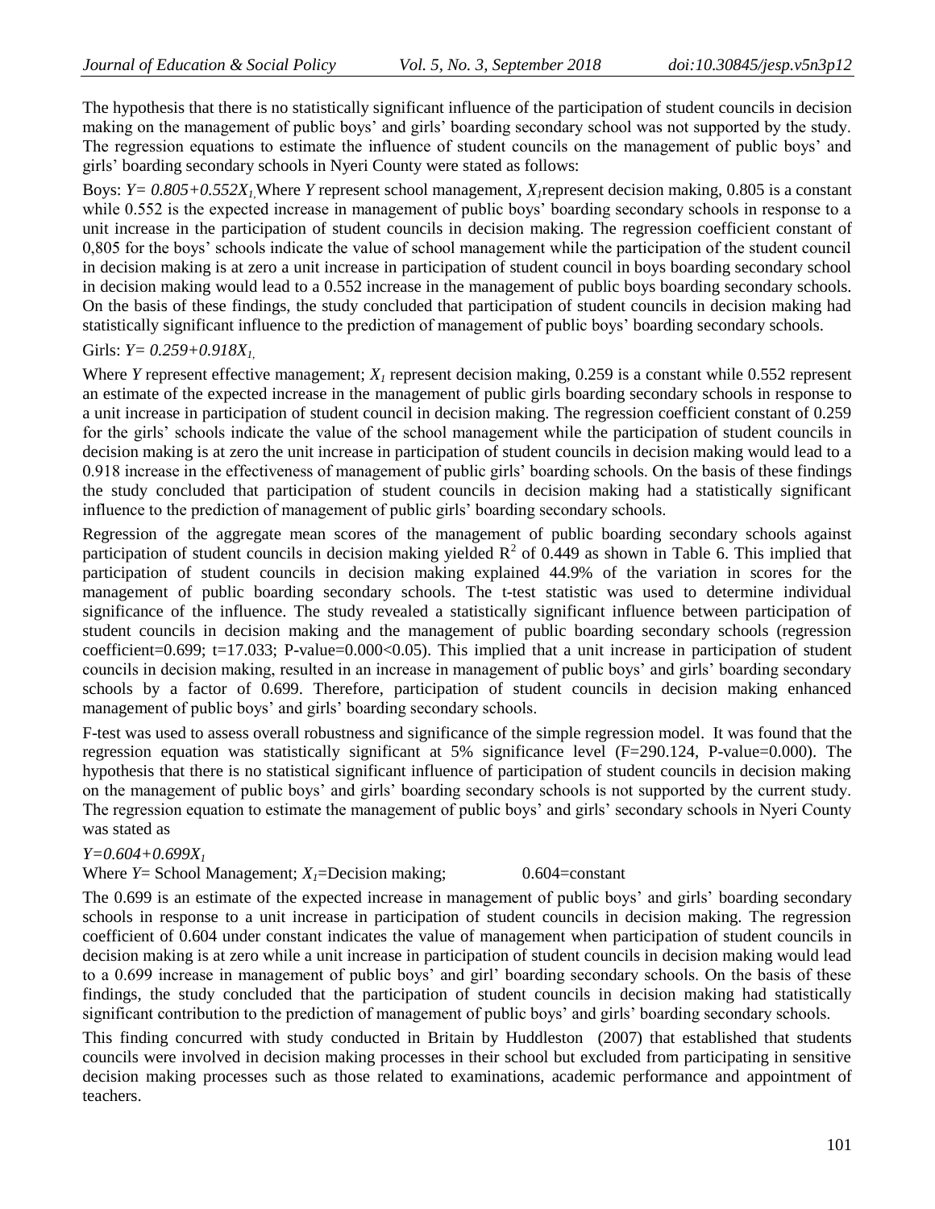The hypothesis that there is no statistically significant influence of the participation of student councils in decision making on the management of public boys' and girls' boarding secondary school was not supported by the study. The regression equations to estimate the influence of student councils on the management of public boys' and girls' boarding secondary schools in Nyeri County were stated as follows:

Boys: $Y= 0.805+0.552X_1$, Where *Y* represent school management, $X_1$ represent decision making, 0.805 is a constant while 0.552 is the expected increase in management of public boys' boarding secondary schools in response to a unit increase in the participation of student councils in decision making. The regression coefficient constant of 0,805 for the boys' schools indicate the value of school management while the participation of the student council in decision making is at zero a unit increase in participation of student council in boys boarding secondary school in decision making would lead to a 0.552 increase in the management of public boys boarding secondary schools. On the basis of these findings, the study concluded that participation of student councils in decision making had statistically significant influence to the prediction of management of public boys' boarding secondary schools.

Girls: $Y= 0.259+0.918X_1$,

Where *Y* represent effective management; $X_1$ represent decision making, 0.259 is a constant while 0.552 represent an estimate of the expected increase in the management of public girls boarding secondary schools in response to a unit increase in participation of student council in decision making. The regression coefficient constant of 0.259 for the girls' schools indicate the value of the school management while the participation of student councils in decision making is at zero the unit increase in participation of student councils in decision making would lead to a 0.918 increase in the effectiveness of management of public girls' boarding schools. On the basis of these findings the study concluded that participation of student councils in decision making had a statistically significant influence to the prediction of management of public girls' boarding secondary schools.

Regression of the aggregate mean scores of the management of public boarding secondary schools against participation of student councils in decision making yielded $R^2$ of 0.449 as shown in Table 6. This implied that participation of student councils in decision making explained 44.9% of the variation in scores for the management of public boarding secondary schools. The t-test statistic was used to determine individual significance of the influence. The study revealed a statistically significant influence between participation of student councils in decision making and the management of public boarding secondary schools (regression coefficient=0.699; t=17.033; P-value=0.000<0.05). This implied that a unit increase in participation of student councils in decision making, resulted in an increase in management of public boys' and girls' boarding secondary schools by a factor of 0.699. Therefore, participation of student councils in decision making enhanced management of public boys' and girls' boarding secondary schools.

F-test was used to assess overall robustness and significance of the simple regression model. It was found that the regression equation was statistically significant at 5% significance level (F=290.124, P-value=0.000). The hypothesis that there is no statistical significant influence of participation of student councils in decision making on the management of public boys' and girls' boarding secondary schools is not supported by the current study. The regression equation to estimate the management of public boys' and girls' secondary schools in Nyeri County was stated as

$Y=0.604+0.699X_1$

Where *Y*= School Management; $X_1$=Decision making; 0.604=constant

The 0.699 is an estimate of the expected increase in management of public boys' and girls' boarding secondary schools in response to a unit increase in participation of student councils in decision making. The regression coefficient of 0.604 under constant indicates the value of management when participation of student councils in decision making is at zero while a unit increase in participation of student councils in decision making would lead to a 0.699 increase in management of public boys' and girl' boarding secondary schools. On the basis of these findings, the study concluded that the participation of student councils in decision making had statistically significant contribution to the prediction of management of public boys' and girls' boarding secondary schools.

This finding concurred with study conducted in Britain by Huddleston (2007) that established that students councils were involved in decision making processes in their school but excluded from participating in sensitive decision making processes such as those related to examinations, academic performance and appointment of teachers.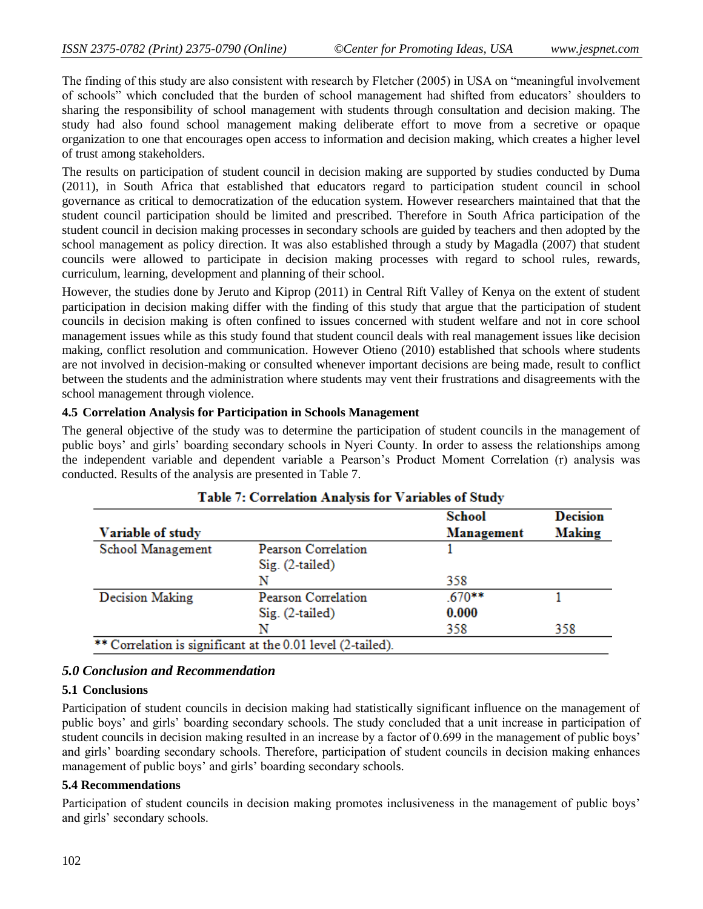The finding of this study are also consistent with research by Fletcher (2005) in USA on "meaningful involvement of schools" which concluded that the burden of school management had shifted from educators' shoulders to sharing the responsibility of school management with students through consultation and decision making. The study had also found school management making deliberate effort to move from a secretive or opaque organization to one that encourages open access to information and decision making, which creates a higher level of trust among stakeholders.

The results on participation of student council in decision making are supported by studies conducted by Duma (2011), in South Africa that established that educators regard to participation student council in school governance as critical to democratization of the education system. However researchers maintained that that the student council participation should be limited and prescribed. Therefore in South Africa participation of the student council in decision making processes in secondary schools are guided by teachers and then adopted by the school management as policy direction. It was also established through a study by Magadla (2007) that student councils were allowed to participate in decision making processes with regard to school rules, rewards, curriculum, learning, development and planning of their school.

However, the studies done by Jeruto and Kiprop (2011) in Central Rift Valley of Kenya on the extent of student participation in decision making differ with the finding of this study that argue that the participation of student councils in decision making is often confined to issues concerned with student welfare and not in core school management issues while as this study found that student council deals with real management issues like decision making, conflict resolution and communication. However Otieno (2010) established that schools where students are not involved in decision-making or consulted whenever important decisions are being made, result to conflict between the students and the administration where students may vent their frustrations and disagreements with the school management through violence.

### 4.5 Correlation Analysis for Participation in Schools Management

The general objective of the study was to determine the participation of student councils in the management of public boys' and girls' boarding secondary schools in Nyeri County. In order to assess the relationships among the independent variable and dependent variable a Pearson's Product Moment Correlation (r) analysis was conducted. Results of the analysis are presented in Table 7.

**Table 7: Correlation Analysis for Variables of Study**

| Variable of study | | School Management | Decision Making |
|---|---|---|---|
| School Management | Pearson Correlation | 1 | |
| | Sig. (2-tailed) | | |
| | N | 358 | |
| Decision Making | Pearson Correlation | .670** | 1 |
| | Sig. (2-tailed) | **0.000** | |
| | N | 358 | 358 |

** Correlation is significant at the 0.01 level (2-tailed).

## *5.0 Conclusion and Recommendation*

### 5.1 Conclusions

Participation of student councils in decision making had statistically significant influence on the management of public boys' and girls' boarding secondary schools. The study concluded that a unit increase in participation of student councils in decision making resulted in an increase by a factor of 0.699 in the management of public boys' and girls' boarding secondary schools. Therefore, participation of student councils in decision making enhances management of public boys' and girls' boarding secondary schools.

### 5.4 Recommendations

Participation of student councils in decision making promotes inclusiveness in the management of public boys' and girls' secondary schools.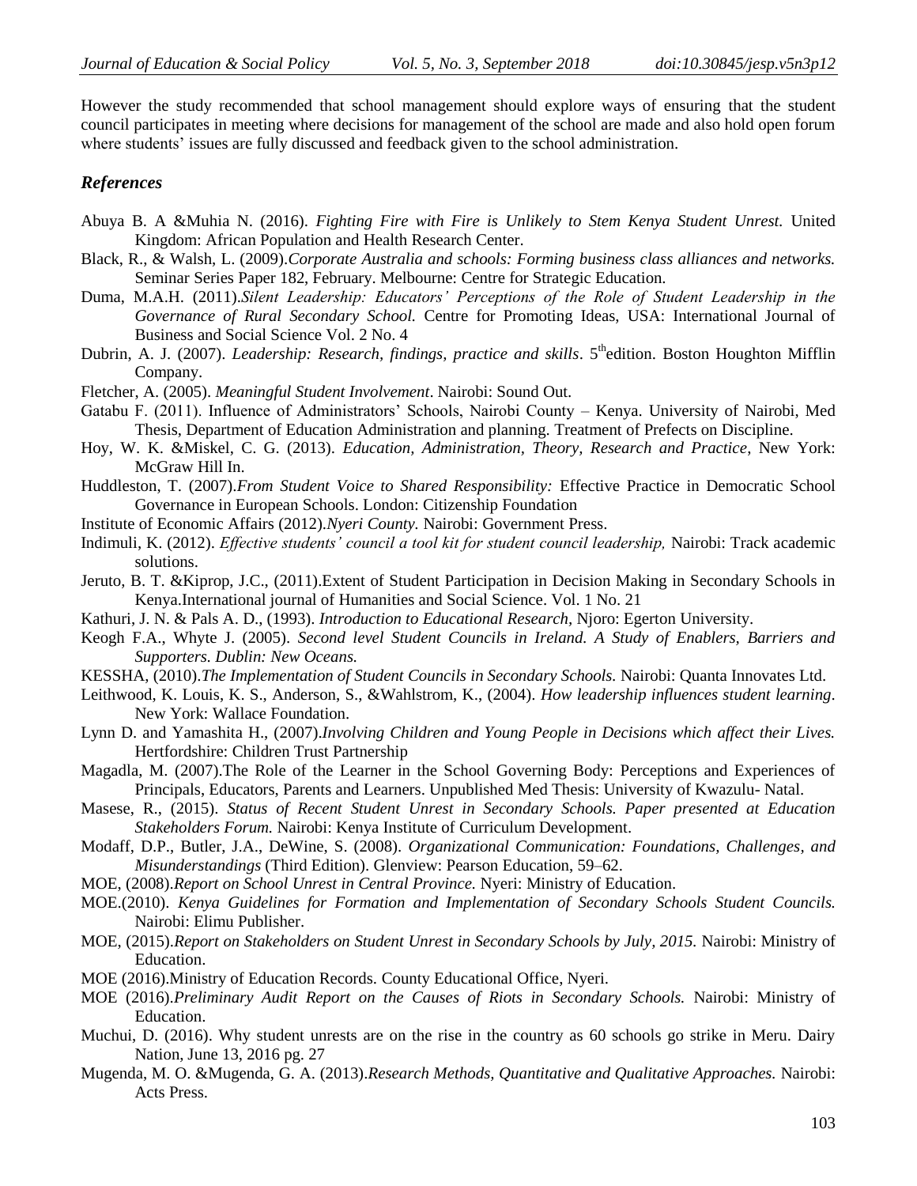However the study recommended that school management should explore ways of ensuring that the student council participates in meeting where decisions for management of the school are made and also hold open forum where students' issues are fully discussed and feedback given to the school administration.

## *References*

Abuya B. A &Muhia N. (2016). *Fighting Fire with Fire is Unlikely to Stem Kenya Student Unrest.* United Kingdom: African Population and Health Research Center.

Black, R., & Walsh, L. (2009).*Corporate Australia and schools: Forming business class alliances and networks.* Seminar Series Paper 182, February. Melbourne: Centre for Strategic Education.

Duma, M.A.H. (2011).*Silent Leadership: Educators' Perceptions of the Role of Student Leadership in the Governance of Rural Secondary School.* Centre for Promoting Ideas, USA: International Journal of Business and Social Science Vol. 2 No. 4

Dubrin, A. J. (2007). *Leadership: Research, findings, practice and skills*. 5th edition. Boston Houghton Mifflin Company.

Fletcher, A. (2005). *Meaningful Student Involvement*. Nairobi: Sound Out.

Gatabu F. (2011). Influence of Administrators' Schools, Nairobi County – Kenya. University of Nairobi, Med Thesis, Department of Education Administration and planning. Treatment of Prefects on Discipline.

Hoy, W. K. &Miskel, C. G. (2013). *Education, Administration, Theory, Research and Practice*, New York: McGraw Hill In.

Huddleston, T. (2007).*From Student Voice to Shared Responsibility:* Effective Practice in Democratic School Governance in European Schools. London: Citizenship Foundation

Institute of Economic Affairs (2012).*Nyeri County.* Nairobi: Government Press.

Indimuli, K. (2012). *Effective students' council a tool kit for student council leadership,* Nairobi: Track academic solutions.

Jeruto, B. T. &Kiprop, J.C., (2011).Extent of Student Participation in Decision Making in Secondary Schools in Kenya.International journal of Humanities and Social Science. Vol. 1 No. 21

Kathuri, J. N. & Pals A. D., (1993). *Introduction to Educational Research,* Njoro: Egerton University.

Keogh F.A., Whyte J. (2005). *Second level Student Councils in Ireland. A Study of Enablers, Barriers and Supporters. Dublin: New Oceans.*

KESSHA, (2010).*The Implementation of Student Councils in Secondary Schools.* Nairobi: Quanta Innovates Ltd.

Leithwood, K. Louis, K. S., Anderson, S., &Wahlstrom, K., (2004). *How leadership influences student learning*. New York: Wallace Foundation.

Lynn D. and Yamashita H., (2007).*Involving Children and Young People in Decisions which affect their Lives.* Hertfordshire: Children Trust Partnership

Magadla, M. (2007).The Role of the Learner in the School Governing Body: Perceptions and Experiences of Principals, Educators, Parents and Learners. Unpublished Med Thesis: University of Kwazulu- Natal.

Masese, R., (2015). *Status of Recent Student Unrest in Secondary Schools. Paper presented at Education Stakeholders Forum.* Nairobi: Kenya Institute of Curriculum Development.

Modaff, D.P., Butler, J.A., DeWine, S. (2008). *Organizational Communication: Foundations, Challenges, and Misunderstandings* (Third Edition). Glenview: Pearson Education, 59–62.

MOE, (2008).*Report on School Unrest in Central Province.* Nyeri: Ministry of Education.

MOE.(2010). *Kenya Guidelines for Formation and Implementation of Secondary Schools Student Councils.* Nairobi: Elimu Publisher.

MOE, (2015).*Report on Stakeholders on Student Unrest in Secondary Schools by July, 2015.* Nairobi: Ministry of Education.

MOE (2016).Ministry of Education Records. County Educational Office, Nyeri.

MOE (2016).*Preliminary Audit Report on the Causes of Riots in Secondary Schools.* Nairobi: Ministry of Education.

Muchui, D. (2016). Why student unrests are on the rise in the country as 60 schools go strike in Meru. Dairy Nation, June 13, 2016 pg. 27

Mugenda, M. O. &Mugenda, G. A. (2013).*Research Methods, Quantitative and Qualitative Approaches.* Nairobi: Acts Press.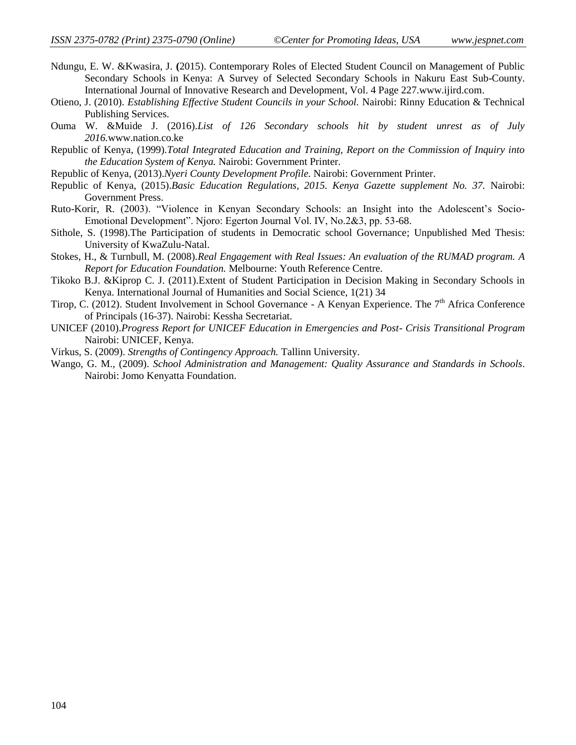Ndungu, E. W. &Kwasira, J. **(**2015). Contemporary Roles of Elected Student Council on Management of Public Secondary Schools in Kenya: A Survey of Selected Secondary Schools in Nakuru East Sub-County. International Journal of Innovative Research and Development, Vol. 4 Page 227.www.ijird.com.

Otieno, J. (2010). *Establishing Effective Student Councils in your School.* Nairobi: Rinny Education & Technical Publishing Services.

Ouma W. &Muide J. (2016).*List of 126 Secondary schools hit by student unrest as of July 2016.*www.nation.co.ke

Republic of Kenya, (1999).*Total Integrated Education and Training, Report on the Commission of Inquiry into the Education System of Kenya.* Nairobi: Government Printer.

Republic of Kenya, (2013).*Nyeri County Development Profile.* Nairobi: Government Printer.

Republic of Kenya, (2015).*Basic Education Regulations, 2015. Kenya Gazette supplement No. 37.* Nairobi: Government Press.

Ruto-Korir, R. (2003). "Violence in Kenyan Secondary Schools: an Insight into the Adolescent's Socio-Emotional Development". Njoro: Egerton Journal Vol. IV, No.2&3, pp. 53-68.

Sithole, S. (1998).The Participation of students in Democratic school Governance; Unpublished Med Thesis: University of KwaZulu-Natal.

Stokes, H., & Turnbull, M. (2008).*Real Engagement with Real Issues: An evaluation of the RUMAD program. A Report for Education Foundation.* Melbourne: Youth Reference Centre.

Tikoko B.J. &Kiprop C. J. (2011).Extent of Student Participation in Decision Making in Secondary Schools in Kenya. International Journal of Humanities and Social Science, 1(21) 34

Tirop, C. (2012). Student Involvement in School Governance - A Kenyan Experience. The 7th Africa Conference of Principals (16-37). Nairobi: Kessha Secretariat.

UNICEF (2010).*Progress Report for UNICEF Education in Emergencies and Post- Crisis Transitional Program* Nairobi: UNICEF, Kenya.

Virkus, S. (2009). *Strengths of Contingency Approach.* Tallinn University.

Wango, G. M., (2009). *School Administration and Management: Quality Assurance and Standards in Schools*. Nairobi: Jomo Kenyatta Foundation.